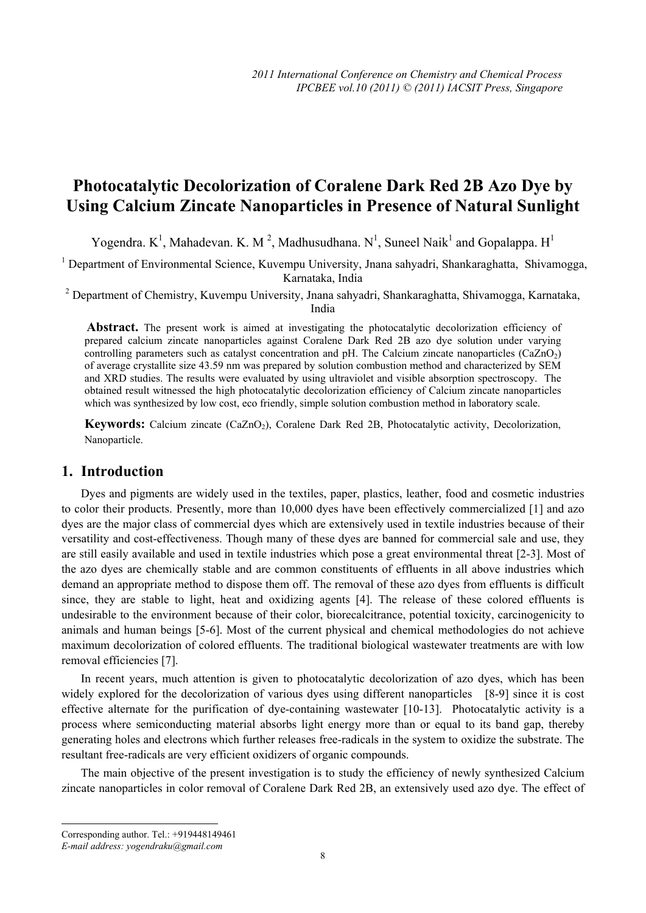# Photocatalytic Decolorization of Coralene Dark Red 2B Azo Dye by Using Calcium Zincate Nanoparticles in Presence of Natural Sunlight

Yogendra. K[1], Mahadevan. K. M[2], Madhusudhana. N[1], Suneel Naik[1] and Gopalappa. H[1]

[1] Department of Environmental Science, Kuvempu University, Jnana sahyadri, Shankaraghatta, Shivamogga, Karnataka, India

[2] Department of Chemistry, Kuvempu University, Jnana sahyadri, Shankaraghatta, Shivamogga, Karnataka, India

**Abstract.** The present work is aimed at investigating the photocatalytic decolorization efficiency of prepared calcium zincate nanoparticles against Coralene Dark Red 2B azo dye solution under varying controlling parameters such as catalyst concentration and pH. The Calcium zincate nanoparticles ($CaZnO_2$) of average crystallite size 43.59 nm was prepared by solution combustion method and characterized by SEM and XRD studies. The results were evaluated by using ultraviolet and visible absorption spectroscopy. The obtained result witnessed the high photocatalytic decolorization efficiency of Calcium zincate nanoparticles which was synthesized by low cost, eco friendly, simple solution combustion method in laboratory scale.

**Keywords:** Calcium zincate ($CaZnO_2$), Coralene Dark Red 2B, Photocatalytic activity, Decolorization, Nanoparticle.

## 1. Introduction

Dyes and pigments are widely used in the textiles, paper, plastics, leather, food and cosmetic industries to color their products. Presently, more than 10,000 dyes have been effectively commercialized [1] and azo dyes are the major class of commercial dyes which are extensively used in textile industries because of their versatility and cost-effectiveness. Though many of these dyes are banned for commercial sale and use, they are still easily available and used in textile industries which pose a great environmental threat [2-3]. Most of the azo dyes are chemically stable and are common constituents of effluents in all above industries which demand an appropriate method to dispose them off. The removal of these azo dyes from effluents is difficult since, they are stable to light, heat and oxidizing agents [4]. The release of these colored effluents is undesirable to the environment because of their color, biorecalcitrance, potential toxicity, carcinogenicity to animals and human beings [5-6]. Most of the current physical and chemical methodologies do not achieve maximum decolorization of colored effluents. The traditional biological wastewater treatments are with low removal efficiencies [7].

In recent years, much attention is given to photocatalytic decolorization of azo dyes, which has been widely explored for the decolorization of various dyes using different nanoparticles [8-9] since it is cost effective alternate for the purification of dye-containing wastewater [10-13]. Photocatalytic activity is a process where semiconducting material absorbs light energy more than or equal to its band gap, thereby generating holes and electrons which further releases free-radicals in the system to oxidize the substrate. The resultant free-radicals are very efficient oxidizers of organic compounds.

The main objective of the present investigation is to study the efficiency of newly synthesized Calcium zincate nanoparticles in color removal of Coralene Dark Red 2B, an extensively used azo dye. The effect of

---

Corresponding author. Tel.: +919448149461

*E-mail address: yogendraku@gmail.com*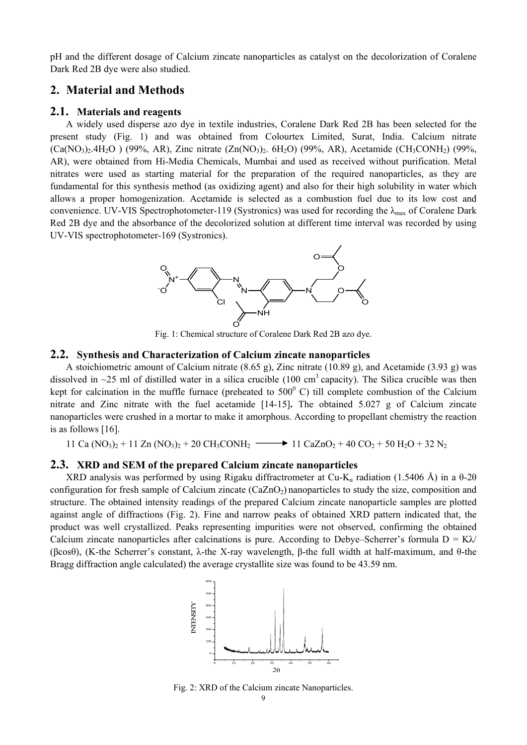pH and the different dosage of Calcium zincate nanoparticles as catalyst on the decolorization of Coralene Dark Red 2B dye were also studied.

## 2. Material and Methods

### 2.1. Materials and reagents

A widely used disperse azo dye in textile industries, Coralene Dark Red 2B has been selected for the present study (Fig. 1) and was obtained from Colourtex Limited, Surat, India. Calcium nitrate ($Ca(NO_3)_2.4H_2O$ ) (99%, AR), Zinc nitrate ($Zn(NO_3)_2$. $6H_2O$) (99%, AR), Acetamide ($CH_3CONH_2$) (99%, AR), were obtained from Hi-Media Chemicals, Mumbai and used as received without purification. Metal nitrates were used as starting material for the preparation of the required nanoparticles, as they are fundamental for this synthesis method (as oxidizing agent) and also for their high solubility in water which allows a proper homogenization. Acetamide is selected as a combustion fuel due to its low cost and convenience. UV-VIS Spectrophotometer-119 (Systronics) was used for recording the $\lambda_{max}$ of Coralene Dark Red 2B dye and the absorbance of the decolorized solution at different time interval was recorded by using UV-VIS spectrophotometer-169 (Systronics).

Fig. 1: Chemical structure of Coralene Dark Red 2B azo dye.

### 2.2. Synthesis and Characterization of Calcium zincate nanoparticles

A stoichiometric amount of Calcium nitrate (8.65 g), Zinc nitrate (10.89 g), and Acetamide (3.93 g) was dissolved in ~25 ml of distilled water in a silica crucible (100 $cm^3$ capacity). The Silica crucible was then kept for calcination in the muffle furnace (preheated to $500^0$ C) till complete combustion of the Calcium nitrate and Zinc nitrate with the fuel acetamide [14-15]**.** The obtained 5.027 g of Calcium zincate nanoparticles were crushed in a mortar to make it amorphous. According to propellant chemistry the reaction is as follows [16].

$$11\ Ca(NO_3)_2 + 11\ Zn(NO_3)_2 + 20\ CH_3CONH_2 \longrightarrow 11\ CaZnO_2 + 40\ CO_2 + 50\ H_2O + 32\ N_2$$

### 2.3. XRD and SEM of the prepared Calcium zincate nanoparticles

XRD analysis was performed by using Rigaku diffractrometer at Cu-$K_\alpha$ radiation (1.5406 Å) in a θ-2θ configuration for fresh sample of Calcium zincate ($CaZnO_2$) nanoparticles to study the size, composition and structure. The obtained intensity readings of the prepared Calcium zincate nanoparticle samples are plotted against angle of diffractions (Fig. 2). Fine and narrow peaks of obtained XRD pattern indicated that, the product was well crystallized. Peaks representing impurities were not observed, confirming the obtained Calcium zincate nanoparticles after calcinations is pure. According to Debye–Scherrer's formula $D = K\lambda/(\beta\cos\theta)$, (K-the Scherrer's constant, λ-the X-ray wavelength, β-the full width at half-maximum, and θ-the Bragg diffraction angle calculated) the average crystallite size was found to be 43.59 nm.

Fig. 2: XRD of the Calcium zincate Nanoparticles.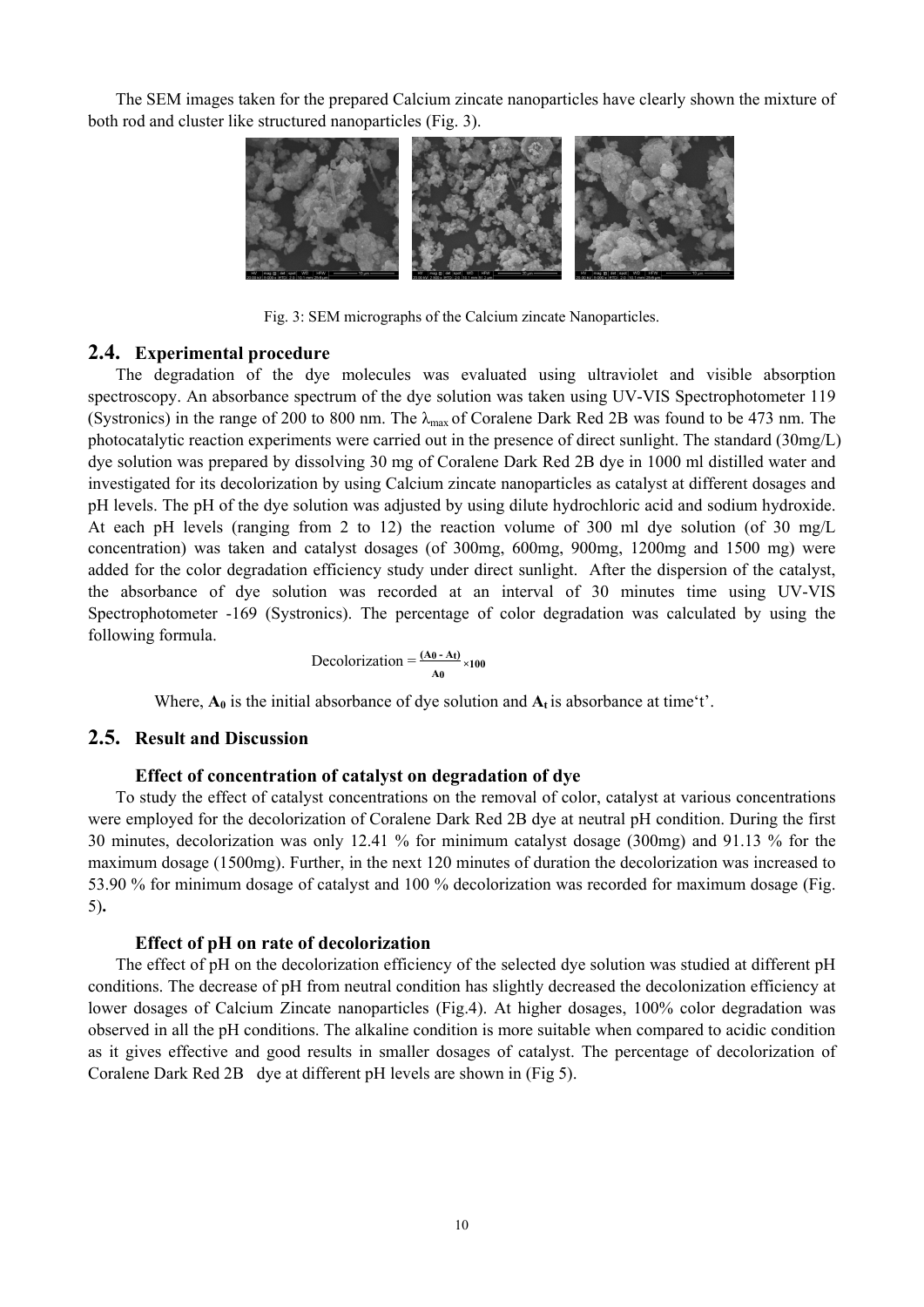The SEM images taken for the prepared Calcium zincate nanoparticles have clearly shown the mixture of both rod and cluster like structured nanoparticles (Fig. 3).

Fig. 3: SEM micrographs of the Calcium zincate Nanoparticles.

## 2.4. Experimental procedure

The degradation of the dye molecules was evaluated using ultraviolet and visible absorption spectroscopy. An absorbance spectrum of the dye solution was taken using UV-VIS Spectrophotometer 119 (Systronics) in the range of 200 to 800 nm. The $\lambda_{max}$ of Coralene Dark Red 2B was found to be 473 nm. The photocatalytic reaction experiments were carried out in the presence of direct sunlight. The standard (30mg/L) dye solution was prepared by dissolving 30 mg of Coralene Dark Red 2B dye in 1000 ml distilled water and investigated for its decolorization by using Calcium zincate nanoparticles as catalyst at different dosages and pH levels. The pH of the dye solution was adjusted by using dilute hydrochloric acid and sodium hydroxide. At each pH levels (ranging from 2 to 12) the reaction volume of 300 ml dye solution (of 30 mg/L concentration) was taken and catalyst dosages (of 300mg, 600mg, 900mg, 1200mg and 1500 mg) were added for the color degradation efficiency study under direct sunlight. After the dispersion of the catalyst, the absorbance of dye solution was recorded at an interval of 30 minutes time using UV-VIS Spectrophotometer -169 (Systronics). The percentage of color degradation was calculated by using the following formula.

$$\text{Decolorization} = \frac{(A_0 - A_t)}{A_0} \times 100$$

Where, $\mathbf{A_0}$ is the initial absorbance of dye solution and $\mathbf{A_t}$ is absorbance at time't'.

## 2.5. Result and Discussion

### Effect of concentration of catalyst on degradation of dye

To study the effect of catalyst concentrations on the removal of color, catalyst at various concentrations were employed for the decolorization of Coralene Dark Red 2B dye at neutral pH condition. During the first 30 minutes, decolorization was only 12.41 % for minimum catalyst dosage (300mg) and 91.13 % for the maximum dosage (1500mg). Further, in the next 120 minutes of duration the decolorization was increased to 53.90 % for minimum dosage of catalyst and 100 % decolorization was recorded for maximum dosage (Fig. 5)**.**

### Effect of pH on rate of decolorization

The effect of pH on the decolorization efficiency of the selected dye solution was studied at different pH conditions. The decrease of pH from neutral condition has slightly decreased the decolonization efficiency at lower dosages of Calcium Zincate nanoparticles (Fig.4). At higher dosages, 100% color degradation was observed in all the pH conditions. The alkaline condition is more suitable when compared to acidic condition as it gives effective and good results in smaller dosages of catalyst. The percentage of decolorization of Coralene Dark Red 2B dye at different pH levels are shown in (Fig 5).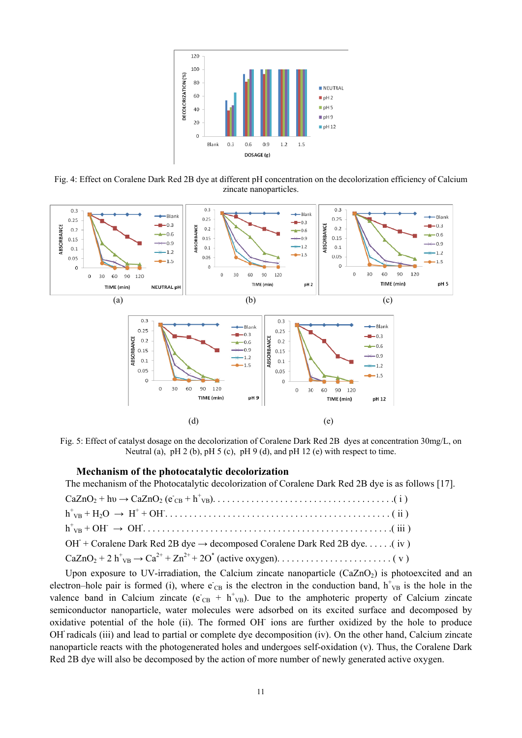Fig. 4: Effect on Coralene Dark Red 2B dye at different pH concentration on the decolorization efficiency of Calcium zincate nanoparticles.

Fig. 5: Effect of catalyst dosage on the decolorization of Coralene Dark Red 2B dyes at concentration 30mg/L, on Neutral (a), pH 2 (b), pH 5 (c), pH 9 (d), and pH 12 (e) with respect to time.

### Mechanism of the photocatalytic decolorization

The mechanism of the Photocatalytic decolorization of Coralene Dark Red 2B dye is as follows [17].

$CaZnO_2 + h\upsilon \rightarrow CaZnO_2\ (e^-_{CB} + h^+_{VB})$ ................................................ ( i )

$h^+_{VB} + H_2O \rightarrow H^+ + OH^-$ ................................................ ( ii )

$h^+_{VB} + OH^- \rightarrow OH^{\cdot}$ ................................................ ( iii )

$OH^{\cdot}$ + Coralene Dark Red 2B dye → decomposed Coralene Dark Red 2B dye. . . . . ( iv )

$CaZnO_2 + 2\,h^+_{VB} \rightarrow Ca^{2+} + Zn^{2+} + 2O^*$ (active oxygen). . . . . . . . . . . . . . . . . . . . . . . . ( v )

Upon exposure to UV-irradiation, the Calcium zincate nanoparticle ($CaZnO_2$) is photoexcited and an electron–hole pair is formed (i), where $e^-_{CB}$ is the electron in the conduction band, $h^+_{VB}$ is the hole in the valence band in Calcium zincate ($e^-_{CB}$ + $h^+_{VB}$). Due to the amphoteric property of Calcium zincate semiconductor nanoparticle, water molecules were adsorbed on its excited surface and decomposed by oxidative potential of the hole (ii). The formed $OH^-$ ions are further oxidized by the hole to produce $OH^{\cdot}$ radicals (iii) and lead to partial or complete dye decomposition (iv). On the other hand, Calcium zincate nanoparticle reacts with the photogenerated holes and undergoes self-oxidation (v). Thus, the Coralene Dark Red 2B dye will also be decomposed by the action of more number of newly generated active oxygen.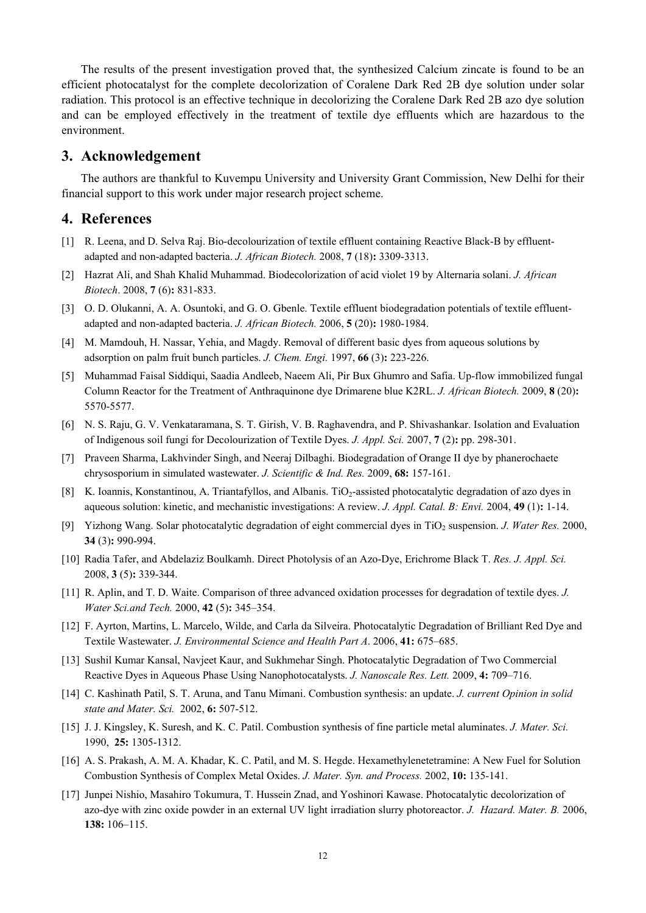The results of the present investigation proved that, the synthesized Calcium zincate is found to be an efficient photocatalyst for the complete decolorization of Coralene Dark Red 2B dye solution under solar radiation. This protocol is an effective technique in decolorizing the Coralene Dark Red 2B azo dye solution and can be employed effectively in the treatment of textile dye effluents which are hazardous to the environment.

## 3. Acknowledgement

The authors are thankful to Kuvempu University and University Grant Commission, New Delhi for their financial support to this work under major research project scheme.

## 4. References

[1] R. Leena, and D. Selva Raj. Bio-decolourization of textile effluent containing Reactive Black-B by effluent-adapted and non-adapted bacteria. *J. African Biotech.* 2008, **7** (18)**:** 3309-3313.

[2] Hazrat Ali, and Shah Khalid Muhammad. Biodecolorization of acid violet 19 by Alternaria solani. *J. African Biotech*. 2008, **7** (6)**:** 831-833.

[3] O. D. Olukanni, A. A. Osuntoki, and G. O. Gbenle. Textile effluent biodegradation potentials of textile effluent-adapted and non-adapted bacteria. *J. African Biotech.* 2006, **5** (20)**:** 1980-1984.

[4] M. Mamdouh, H. Nassar, Yehia, and Magdy. Removal of different basic dyes from aqueous solutions by adsorption on palm fruit bunch particles. *J. Chem. Engi.* 1997, **66** (3)**:** 223-226.

[5] Muhammad Faisal Siddiqui, Saadia Andleeb, Naeem Ali, Pir Bux Ghumro and Safia. Up-flow immobilized fungal Column Reactor for the Treatment of Anthraquinone dye Drimarene blue K2RL. *J. African Biotech.* 2009, **8** (20)**:** 5570-5577.

[6] N. S. Raju, G. V. Venkataramana, S. T. Girish, V. B. Raghavendra, and P. Shivashankar. Isolation and Evaluation of Indigenous soil fungi for Decolourization of Textile Dyes. *J. Appl. Sci.* 2007, **7** (2)**:** pp. 298-301.

[7] Praveen Sharma, Lakhvinder Singh, and Neeraj Dilbaghi. Biodegradation of Orange II dye by phanerochaete chrysosporium in simulated wastewater. *J. Scientific & Ind. Res.* 2009, **68:** 157-161.

[8] K. Ioannis, Konstantinou, A. Triantafyllos, and Albanis. $TiO_2$-assisted photocatalytic degradation of azo dyes in aqueous solution: kinetic, and mechanistic investigations: A review. *J. Appl. Catal. B: Envi.* 2004, **49** (1)**:** 1-14.

[9] Yizhong Wang. Solar photocatalytic degradation of eight commercial dyes in $TiO_2$ suspension. *J. Water Res.* 2000, **34** (3)**:** 990-994.

[10] Radia Tafer, and Abdelaziz Boulkamh. Direct Photolysis of an Azo-Dye, Erichrome Black T. *Res. J. Appl. Sci.* 2008, **3** (5)**:** 339-344.

[11] R. Aplin, and T. D. Waite. Comparison of three advanced oxidation processes for degradation of textile dyes. *J. Water Sci.and Tech.* 2000, **42** (5)**:** 345–354.

[12] F. Ayrton, Martins, L. Marcelo, Wilde, and Carla da Silveira. Photocatalytic Degradation of Brilliant Red Dye and Textile Wastewater. *J. Environmental Science and Health Part A*. 2006, **41:** 675–685.

[13] Sushil Kumar Kansal, Navjeet Kaur, and Sukhmehar Singh. Photocatalytic Degradation of Two Commercial Reactive Dyes in Aqueous Phase Using Nanophotocatalysts. *J. Nanoscale Res. Lett.* 2009, **4:** 709–716.

[14] C. Kashinath Patil, S. T. Aruna, and Tanu Mimani. Combustion synthesis: an update. *J. current Opinion in solid state and Mater. Sci.* 2002, **6:** 507-512.

[15] J. J. Kingsley, K. Suresh, and K. C. Patil. Combustion synthesis of fine particle metal aluminates. *J. Mater. Sci.* 1990, **25:** 1305-1312.

[16] A. S. Prakash, A. M. A. Khadar, K. C. Patil, and M. S. Hegde. Hexamethylenetetramine: A New Fuel for Solution Combustion Synthesis of Complex Metal Oxides. *J. Mater. Syn. and Process.* 2002, **10:** 135-141.

[17] Junpei Nishio, Masahiro Tokumura, T. Hussein Znad, and Yoshinori Kawase. Photocatalytic decolorization of azo-dye with zinc oxide powder in an external UV light irradiation slurry photoreactor. *J. Hazard. Mater. B.* 2006, **138:** 106–115.